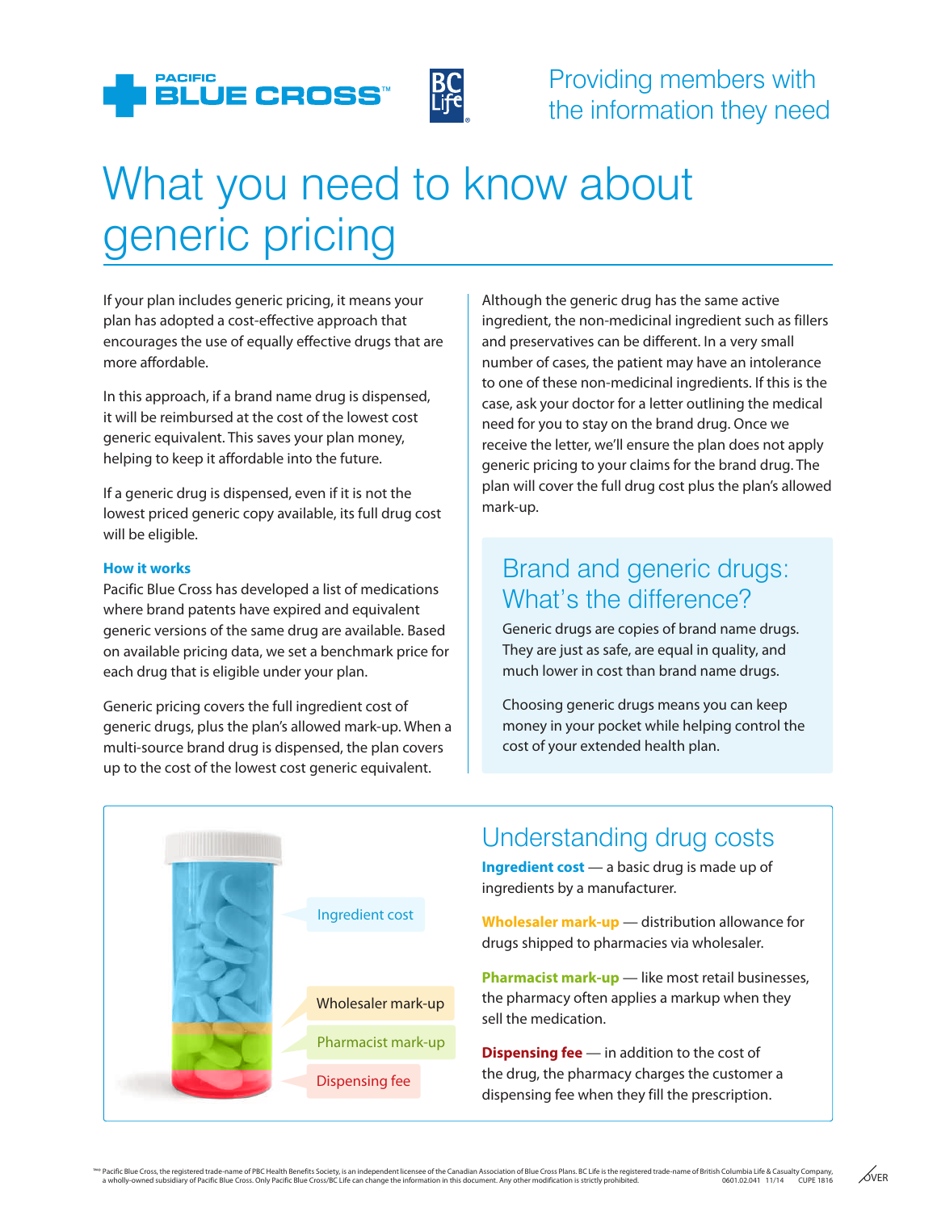Providing members with the information they need

# What you need to know about generic pricing

If your plan includes generic pricing, it means your plan has adopted a cost-effective approach that encourages the use of equally effective drugs that are more affordable.

In this approach, if a brand name drug is dispensed, it will be reimbursed at the cost of the lowest cost generic equivalent. This saves your plan money, helping to keep it affordable into the future.

If a generic drug is dispensed, even if it is not the lowest priced generic copy available, its full drug cost will be eligible.

### How it works

Pacific Blue Cross has developed a list of medications where brand patents have expired and equivalent generic versions of the same drug are available. Based on available pricing data, we set a benchmark price for each drug that is eligible under your plan.

Generic pricing covers the full ingredient cost of generic drugs, plus the plan's allowed mark-up. When a multi-source brand drug is dispensed, the plan covers up to the cost of the lowest cost generic equivalent.

Although the generic drug has the same active ingredient, the non-medicinal ingredient such as fillers and preservatives can be different. In a very small number of cases, the patient may have an intolerance to one of these non-medicinal ingredients. If this is the case, ask your doctor for a letter outlining the medical need for you to stay on the brand drug. Once we receive the letter, we'll ensure the plan does not apply generic pricing to your claims for the brand drug. The plan will cover the full drug cost plus the plan's allowed mark-up.

## Brand and generic drugs: What's the difference?

Generic drugs are copies of brand name drugs. They are just as safe, are equal in quality, and much lower in cost than brand name drugs.

Choosing generic drugs means you can keep money in your pocket while helping control the cost of your extended health plan.

## Understanding drug costs

Ingredient cost

Wholesaler mark-up

Pharmacist mark-up

Dispensing fee

**Ingredient cost** — a basic drug is made up of ingredients by a manufacturer.

**Wholesaler mark-up** — distribution allowance for drugs shipped to pharmacies via wholesaler.

**Pharmacist mark-up** — like most retail businesses, the pharmacy often applies a markup when they sell the medication.

**Dispensing fee** — in addition to the cost of the drug, the pharmacy charges the customer a dispensing fee when they fill the prescription.

™® Pacific Blue Cross, the registered trade-name of PBC Health Benefits Society, is an independent licensee of the Canadian Association of Blue Cross Plans. BC Life is the registered trade-name of British Columbia Life & Casualty Company, a wholly-owned subsidiary of Pacific Blue Cross. Only Pacific Blue Cross/BC Life can change the information in this document. Any other modification is strictly prohibited. 0601.02.041 11/14 CUPE 1816

OVER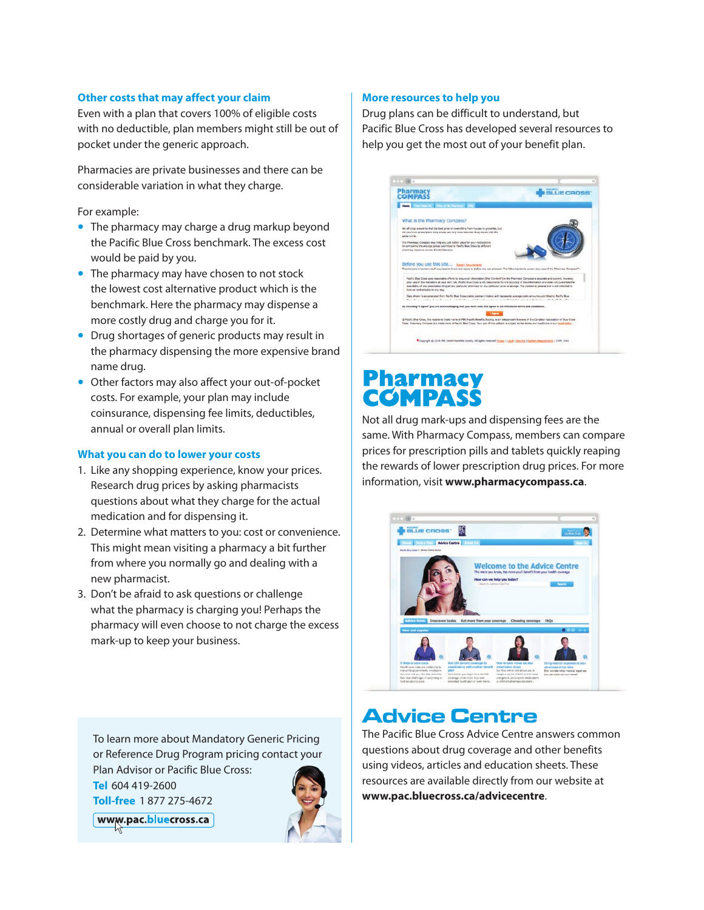## Other costs that may affect your claim

Even with a plan that covers 100% of eligible costs with no deductible, plan members might still be out of pocket under the generic approach.

Pharmacies are private businesses and there can be considerable variation in what they charge.

For example:

- The pharmacy may charge a drug markup beyond the Pacific Blue Cross benchmark. The excess cost would be paid by you.
- The pharmacy may have chosen to not stock the lowest cost alternative product which is the benchmark. Here the pharmacy may dispense a more costly drug and charge you for it.
- Drug shortages of generic products may result in the pharmacy dispensing the more expensive brand name drug.
- Other factors may also affect your out-of-pocket costs. For example, your plan may include coinsurance, dispensing fee limits, deductibles, annual or overall plan limits.

## What you can do to lower your costs

1. Like any shopping experience, know your prices. Research drug prices by asking pharmacists questions about what they charge for the actual medication and for dispensing it.
2. Determine what matters to you: cost or convenience. This might mean visiting a pharmacy a bit further from where you normally go and dealing with a new pharmacist.
3. Don't be afraid to ask questions or challenge what the pharmacy is charging you! Perhaps the pharmacy will even choose to not charge the excess mark-up to keep your business.

To learn more about Mandatory Generic Pricing or Reference Drug Program pricing contact your Plan Advisor or Pacific Blue Cross:

**Tel** 604 419-2600
**Toll-free** 1 877 275-4672
**www.pac.bluecross.ca**

## More resources to help you

Drug plans can be difficult to understand, but Pacific Blue Cross has developed several resources to help you get the most out of your benefit plan.

## Pharmacy COMPASS

Not all drug mark-ups and dispensing fees are the same. With Pharmacy Compass, members can compare prices for prescription pills and tablets quickly reaping the rewards of lower prescription drug prices. For more information, visit **www.pharmacycompass.ca**.

## Advice Centre

The Pacific Blue Cross Advice Centre answers common questions about drug coverage and other benefits using videos, articles and education sheets. These resources are available directly from our website at **www.pac.bluecross.ca/advicecentre**.